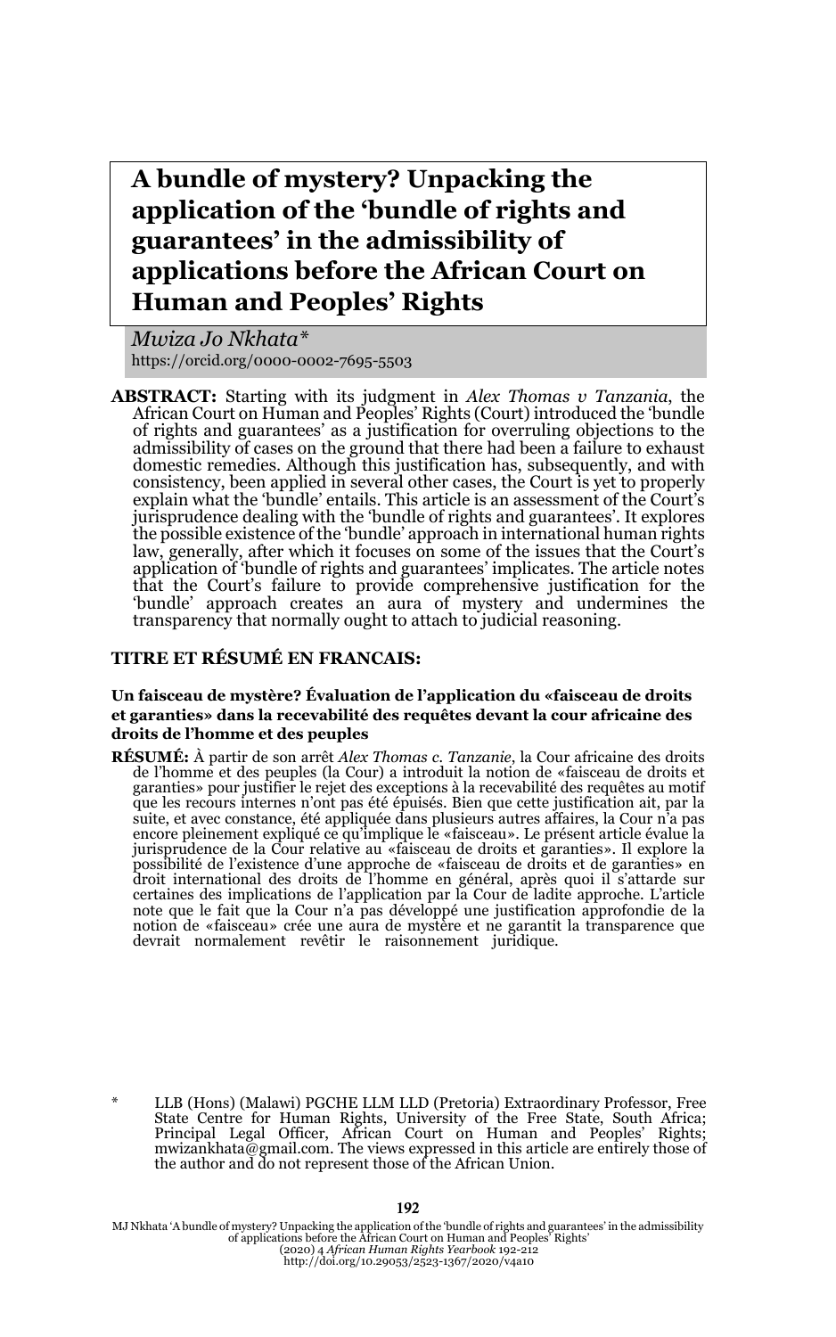# A bundle of mystery? Unpacking the application of the 'bundle of rights and guarantees' in the admissibility of applications before the African Court on Human and Peoples' Rights

*Mwiza Jo Nkhata\**
https://orcid.org/0000-0002-7695-5503

**ABSTRACT:** Starting with its judgment in *Alex Thomas v Tanzania*, the African Court on Human and Peoples' Rights (Court) introduced the 'bundle of rights and guarantees' as a justification for overruling objections to the admissibility of cases on the ground that there had been a failure to exhaust domestic remedies. Although this justification has, subsequently, and with consistency, been applied in several other cases, the Court is yet to properly explain what the 'bundle' entails. This article is an assessment of the Court's jurisprudence dealing with the 'bundle of rights and guarantees'. It explores the possible existence of the 'bundle' approach in international human rights law, generally, after which it focuses on some of the issues that the Court's application of 'bundle of rights and guarantees' implicates. The article notes that the Court's failure to provide comprehensive justification for the 'bundle' approach creates an aura of mystery and undermines the transparency that normally ought to attach to judicial reasoning.

**TITRE ET RÉSUMÉ EN FRANCAIS:**

**Un faisceau de mystère? Évaluation de l'application du «faisceau de droits et garanties» dans la recevabilité des requêtes devant la cour africaine des droits de l'homme et des peuples**

**RÉSUMÉ:** À partir de son arrêt *Alex Thomas c. Tanzanie*, la Cour africaine des droits de l'homme et des peuples (la Cour) a introduit la notion de «faisceau de droits et garanties» pour justifier le rejet des exceptions à la recevabilité des requêtes au motif que les recours internes n'ont pas été épuisés. Bien que cette justification ait, par la suite, et avec constance, été appliquée dans plusieurs autres affaires, la Cour n'a pas encore pleinement expliqué ce qu'implique le «faisceau». Le présent article évalue la jurisprudence de la Cour relative au «faisceau de droits et garanties». Il explore la possibilité de l'existence d'une approche de «faisceau de droits et de garanties» en droit international des droits de l'homme en général, après quoi il s'attarde sur certaines des implications de l'application par la Cour de ladite approche. L'article note que le fait que la Cour n'a pas développé une justification approfondie de la notion de «faisceau» crée une aura de mystère et ne garantit la transparence que devrait normalement revêtir le raisonnement juridique.

\* LLB (Hons) (Malawi) PGCHE LLM LLD (Pretoria) Extraordinary Professor, Free State Centre for Human Rights, University of the Free State, South Africa; Principal Legal Officer, African Court on Human and Peoples' Rights; mwizankhata@gmail.com. The views expressed in this article are entirely those of the author and do not represent those of the African Union.

MJ Nkhata 'A bundle of mystery? Unpacking the application of the 'bundle of rights and guarantees' in the admissibility of applications before the African Court on Human and Peoples' Rights' (2020) 4 *African Human Rights Yearbook* 192-212
http://doi.org/10.29053/2523-1367/2020/v4a10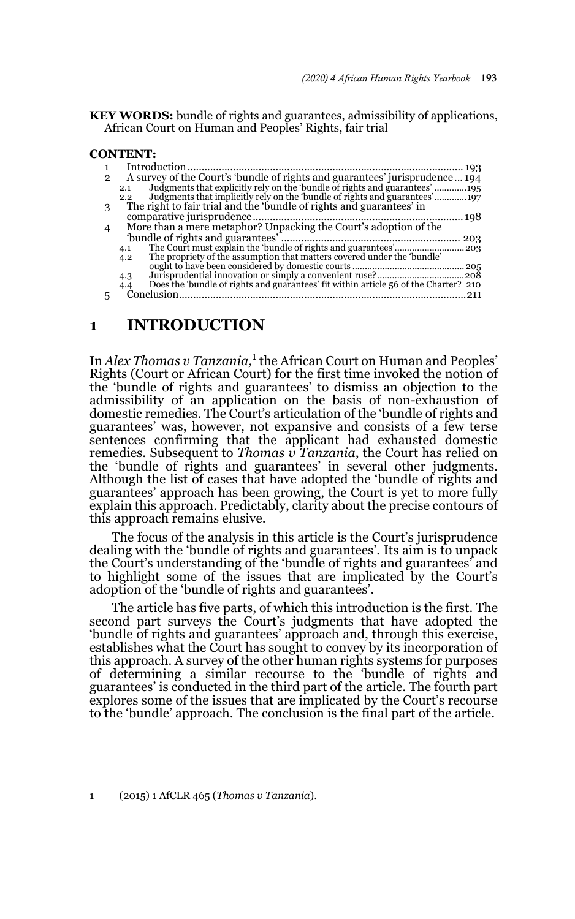**KEY WORDS:** bundle of rights and guarantees, admissibility of applications, African Court on Human and Peoples' Rights, fair trial

**CONTENT:**

1 Introduction ..... 193
2 A survey of the Court's 'bundle of rights and guarantees' jurisprudence ... 194
  2.1 Judgments that explicitly rely on the 'bundle of rights and guarantees' ..... 195
  2.2 Judgments that implicitly rely on the 'bundle of rights and guarantees' ..... 197
3 The right to fair trial and the 'bundle of rights and guarantees' in comparative jurisprudence ..... 198
4 More than a mere metaphor? Unpacking the Court's adoption of the 'bundle of rights and guarantees' ..... 203
  4.1 The Court must explain the 'bundle of rights and guarantees' ..... 203
  4.2 The propriety of the assumption that matters covered under the 'bundle' ought to have been considered by domestic courts ..... 205
  4.3 Jurisprudential innovation or simply a convenient ruse? ..... 208
  4.4 Does the 'bundle of rights and guarantees' fit within article 56 of the Charter? 210
5 Conclusion ..... 211

# 1 INTRODUCTION

In *Alex Thomas v Tanzania,*[1] the African Court on Human and Peoples' Rights (Court or African Court) for the first time invoked the notion of the 'bundle of rights and guarantees' to dismiss an objection to the admissibility of an application on the basis of non-exhaustion of domestic remedies. The Court's articulation of the 'bundle of rights and guarantees' was, however, not expansive and consists of a few terse sentences confirming that the applicant had exhausted domestic remedies. Subsequent to *Thomas v Tanzania*, the Court has relied on the 'bundle of rights and guarantees' in several other judgments. Although the list of cases that have adopted the 'bundle of rights and guarantees' approach has been growing, the Court is yet to more fully explain this approach. Predictably, clarity about the precise contours of this approach remains elusive.

The focus of the analysis in this article is the Court's jurisprudence dealing with the 'bundle of rights and guarantees'. Its aim is to unpack the Court's understanding of the 'bundle of rights and guarantees' and to highlight some of the issues that are implicated by the Court's adoption of the 'bundle of rights and guarantees'.

The article has five parts, of which this introduction is the first. The second part surveys the Court's judgments that have adopted the 'bundle of rights and guarantees' approach and, through this exercise, establishes what the Court has sought to convey by its incorporation of this approach. A survey of the other human rights systems for purposes of determining a similar recourse to the 'bundle of rights and guarantees' is conducted in the third part of the article. The fourth part explores some of the issues that are implicated by the Court's recourse to the 'bundle' approach. The conclusion is the final part of the article.

1 (2015) 1 AfCLR 465 (*Thomas v Tanzania*).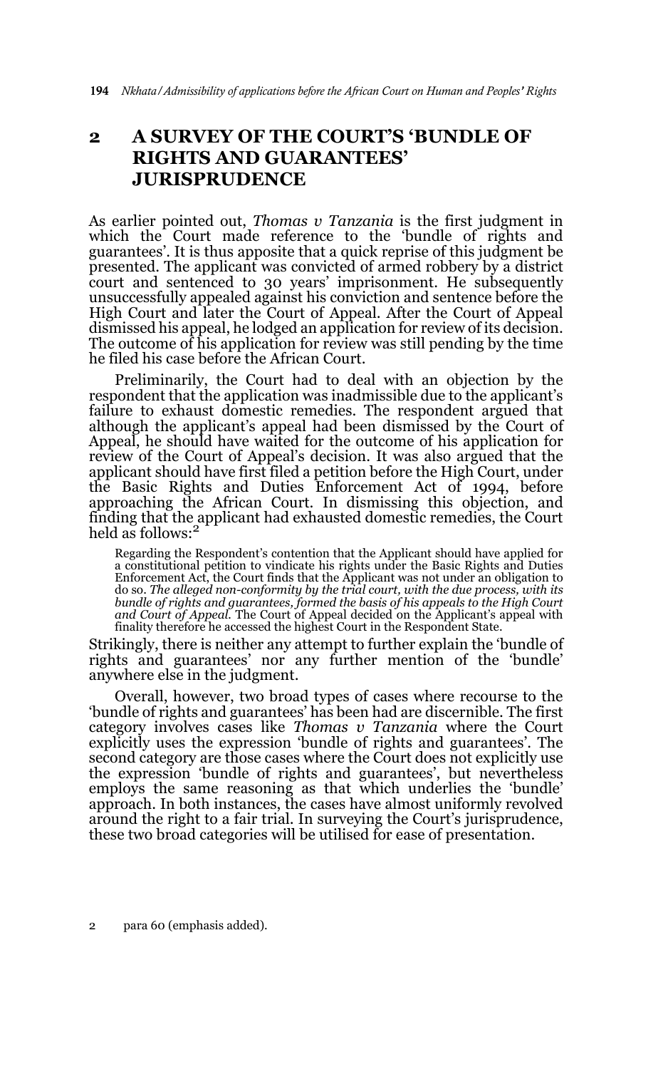## 2 A SURVEY OF THE COURT'S 'BUNDLE OF RIGHTS AND GUARANTEES' JURISPRUDENCE

As earlier pointed out, *Thomas v Tanzania* is the first judgment in which the Court made reference to the 'bundle of rights and guarantees'. It is thus apposite that a quick reprise of this judgment be presented. The applicant was convicted of armed robbery by a district court and sentenced to 30 years' imprisonment. He subsequently unsuccessfully appealed against his conviction and sentence before the High Court and later the Court of Appeal. After the Court of Appeal dismissed his appeal, he lodged an application for review of its decision. The outcome of his application for review was still pending by the time he filed his case before the African Court.

Preliminarily, the Court had to deal with an objection by the respondent that the application was inadmissible due to the applicant's failure to exhaust domestic remedies. The respondent argued that although the applicant's appeal had been dismissed by the Court of Appeal, he should have waited for the outcome of his application for review of the Court of Appeal's decision. It was also argued that the applicant should have first filed a petition before the High Court, under the Basic Rights and Duties Enforcement Act of 1994, before approaching the African Court. In dismissing this objection, and finding that the applicant had exhausted domestic remedies, the Court held as follows:[2]

> Regarding the Respondent's contention that the Applicant should have applied for a constitutional petition to vindicate his rights under the Basic Rights and Duties Enforcement Act, the Court finds that the Applicant was not under an obligation to do so. *The alleged non-conformity by the trial court, with the due process, with its bundle of rights and guarantees, formed the basis of his appeals to the High Court and Court of Appeal.* The Court of Appeal decided on the Applicant's appeal with finality therefore he accessed the highest Court in the Respondent State.

Strikingly, there is neither any attempt to further explain the 'bundle of rights and guarantees' nor any further mention of the 'bundle' anywhere else in the judgment.

Overall, however, two broad types of cases where recourse to the 'bundle of rights and guarantees' has been had are discernible. The first category involves cases like *Thomas v Tanzania* where the Court explicitly uses the expression 'bundle of rights and guarantees'. The second category are those cases where the Court does not explicitly use the expression 'bundle of rights and guarantees', but nevertheless employs the same reasoning as that which underlies the 'bundle' approach. In both instances, the cases have almost uniformly revolved around the right to a fair trial. In surveying the Court's jurisprudence, these two broad categories will be utilised for ease of presentation.

2 para 60 (emphasis added).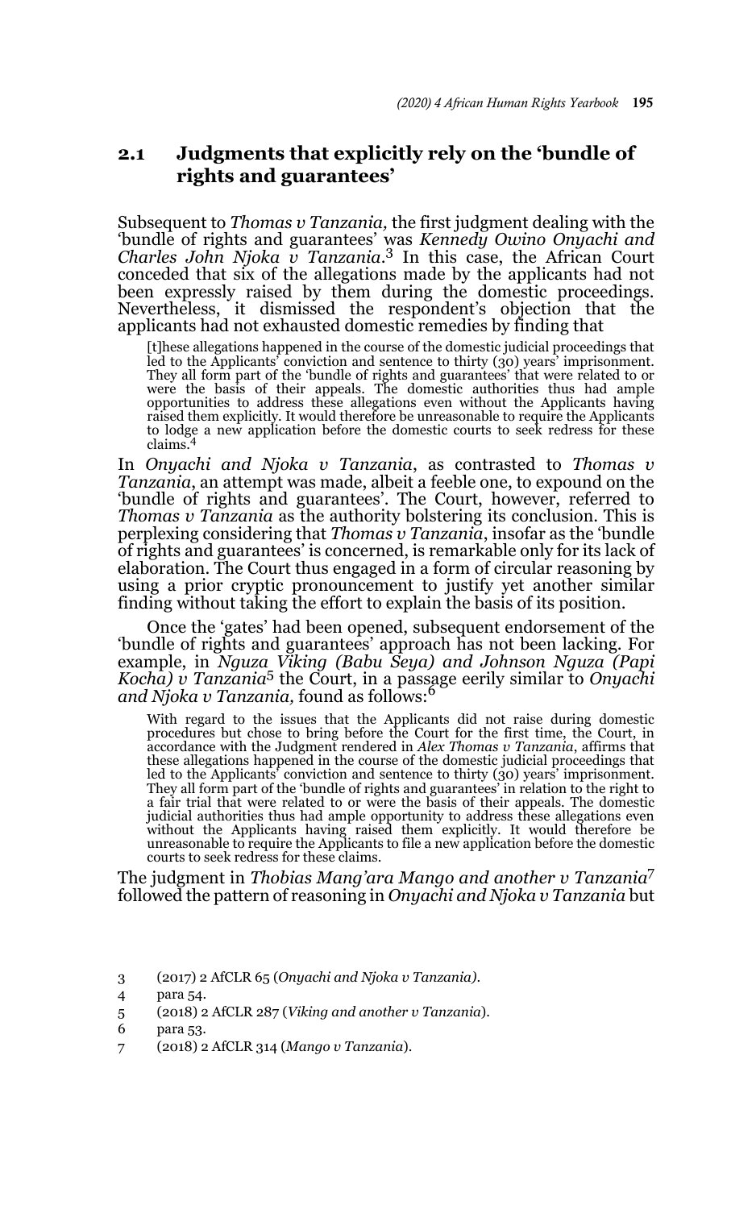## 2.1 Judgments that explicitly rely on the 'bundle of rights and guarantees'

Subsequent to *Thomas v Tanzania,* the first judgment dealing with the 'bundle of rights and guarantees' was *Kennedy Owino Onyachi and Charles John Njoka v Tanzania*.[3] In this case, the African Court conceded that six of the allegations made by the applicants had not been expressly raised by them during the domestic proceedings. Nevertheless, it dismissed the respondent's objection that the applicants had not exhausted domestic remedies by finding that

> [t]hese allegations happened in the course of the domestic judicial proceedings that led to the Applicants' conviction and sentence to thirty (30) years' imprisonment. They all form part of the 'bundle of rights and guarantees' that were related to or were the basis of their appeals. The domestic authorities thus had ample opportunities to address these allegations even without the Applicants having raised them explicitly. It would therefore be unreasonable to require the Applicants to lodge a new application before the domestic courts to seek redress for these claims.[4]

In *Onyachi and Njoka v Tanzania*, as contrasted to *Thomas v Tanzania*, an attempt was made, albeit a feeble one, to expound on the 'bundle of rights and guarantees'. The Court, however, referred to *Thomas v Tanzania* as the authority bolstering its conclusion. This is perplexing considering that *Thomas v Tanzania*, insofar as the 'bundle of rights and guarantees' is concerned, is remarkable only for its lack of elaboration. The Court thus engaged in a form of circular reasoning by using a prior cryptic pronouncement to justify yet another similar finding without taking the effort to explain the basis of its position.

Once the 'gates' had been opened, subsequent endorsement of the 'bundle of rights and guarantees' approach has not been lacking. For example, in *Nguza Viking (Babu Seya) and Johnson Nguza (Papi Kocha) v Tanzania*[5] the Court, in a passage eerily similar to *Onyachi and Njoka v Tanzania,* found as follows:[6]

> With regard to the issues that the Applicants did not raise during domestic procedures but chose to bring before the Court for the first time, the Court, in accordance with the Judgment rendered in *Alex Thomas v Tanzania*, affirms that these allegations happened in the course of the domestic judicial proceedings that led to the Applicants' conviction and sentence to thirty (30) years' imprisonment. They all form part of the 'bundle of rights and guarantees' in relation to the right to a fair trial that were related to or were the basis of their appeals. The domestic judicial authorities thus had ample opportunity to address these allegations even without the Applicants having raised them explicitly. It would therefore be unreasonable to require the Applicants to file a new application before the domestic courts to seek redress for these claims.

The judgment in *Thobias Mang'ara Mango and another v Tanzania*[7] followed the pattern of reasoning in *Onyachi and Njoka v Tanzania* but

---

3 (2017) 2 AfCLR 65 (*Onyachi and Njoka v Tanzania)*.

4 para 54.

5 (2018) 2 AfCLR 287 (*Viking and another v Tanzania*).

6 para 53.

7 (2018) 2 AfCLR 314 (*Mango v Tanzania*).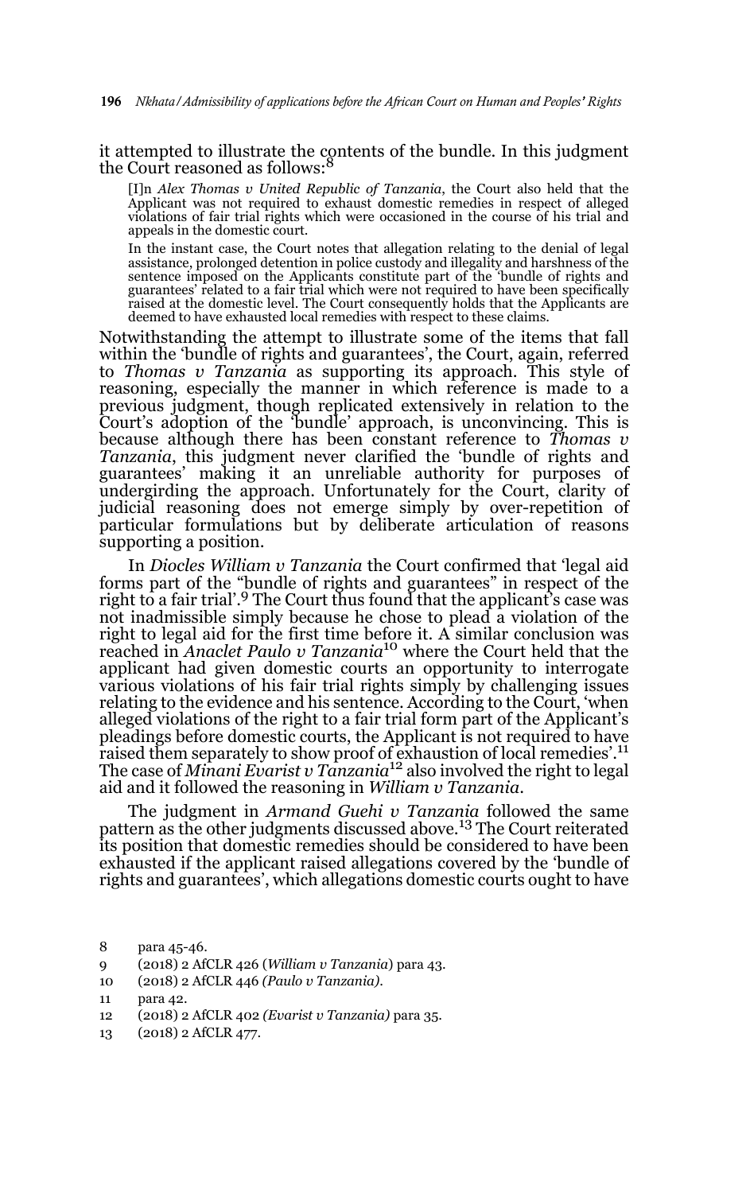it attempted to illustrate the contents of the bundle. In this judgment the Court reasoned as follows:[8]

> [I]n *Alex Thomas v United Republic of Tanzania*, the Court also held that the Applicant was not required to exhaust domestic remedies in respect of alleged violations of fair trial rights which were occasioned in the course of his trial and appeals in the domestic court.
>
> In the instant case, the Court notes that allegation relating to the denial of legal assistance, prolonged detention in police custody and illegality and harshness of the sentence imposed on the Applicants constitute part of the 'bundle of rights and guarantees' related to a fair trial which were not required to have been specifically raised at the domestic level. The Court consequently holds that the Applicants are deemed to have exhausted local remedies with respect to these claims.

Notwithstanding the attempt to illustrate some of the items that fall within the 'bundle of rights and guarantees', the Court, again, referred to *Thomas v Tanzania* as supporting its approach. This style of reasoning, especially the manner in which reference is made to a previous judgment, though replicated extensively in relation to the Court's adoption of the 'bundle' approach, is unconvincing. This is because although there has been constant reference to *Thomas v Tanzania*, this judgment never clarified the 'bundle of rights and guarantees' making it an unreliable authority for purposes of undergirding the approach. Unfortunately for the Court, clarity of judicial reasoning does not emerge simply by over-repetition of particular formulations but by deliberate articulation of reasons supporting a position.

In *Diocles William v Tanzania* the Court confirmed that 'legal aid forms part of the "bundle of rights and guarantees" in respect of the right to a fair trial'.[9] The Court thus found that the applicant's case was not inadmissible simply because he chose to plead a violation of the right to legal aid for the first time before it. A similar conclusion was reached in *Anaclet Paulo v Tanzania*[10] where the Court held that the applicant had given domestic courts an opportunity to interrogate various violations of his fair trial rights simply by challenging issues relating to the evidence and his sentence. According to the Court, 'when alleged violations of the right to a fair trial form part of the Applicant's pleadings before domestic courts, the Applicant is not required to have raised them separately to show proof of exhaustion of local remedies'.[11] The case of *Minani Evarist v Tanzania*[12] also involved the right to legal aid and it followed the reasoning in *William v Tanzania*.

The judgment in *Armand Guehi v Tanzania* followed the same pattern as the other judgments discussed above.[13] The Court reiterated its position that domestic remedies should be considered to have been exhausted if the applicant raised allegations covered by the 'bundle of rights and guarantees', which allegations domestic courts ought to have

---

8 para 45-46.

9 (2018) 2 AfCLR 426 (*William v Tanzania*) para 43.

10 (2018) 2 AfCLR 446 *(Paulo v Tanzania)*.

11 para 42.

12 (2018) 2 AfCLR 402 *(Evarist v Tanzania)* para 35.

13 (2018) 2 AfCLR 477.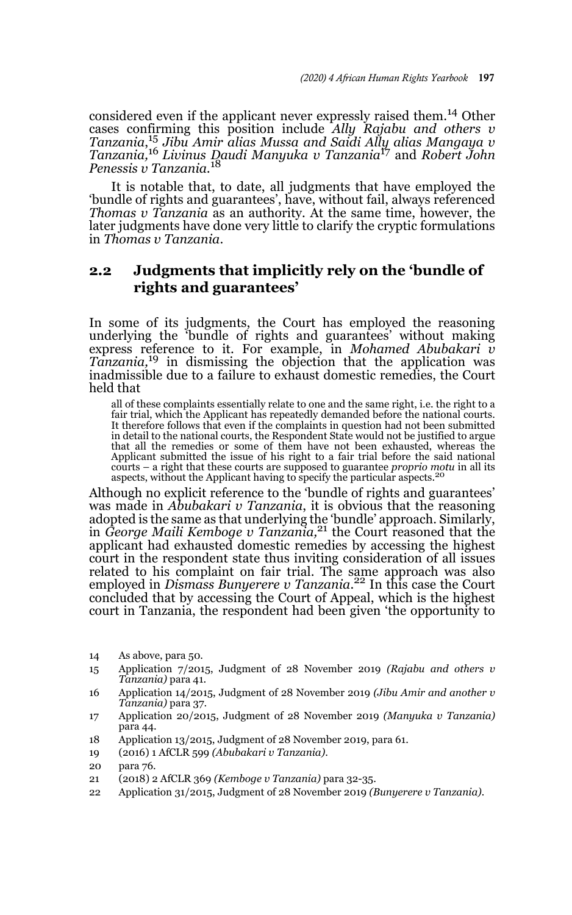considered even if the applicant never expressly raised them.[14] Other cases confirming this position include *Ally Rajabu and others v Tanzania*,[15] *Jibu Amir alias Mussa and Saidi Ally alias Mangaya v Tanzania,*[16] *Livinus Daudi Manyuka v Tanzania*[17] and *Robert John Penessis v Tanzania*.[18]

It is notable that, to date, all judgments that have employed the 'bundle of rights and guarantees', have, without fail, always referenced *Thomas v Tanzania* as an authority. At the same time, however, the later judgments have done very little to clarify the cryptic formulations in *Thomas v Tanzania*.

## 2.2 Judgments that implicitly rely on the 'bundle of rights and guarantees'

In some of its judgments, the Court has employed the reasoning underlying the 'bundle of rights and guarantees' without making express reference to it. For example, in *Mohamed Abubakari v Tanzania*,[19] in dismissing the objection that the application was inadmissible due to a failure to exhaust domestic remedies, the Court held that

> all of these complaints essentially relate to one and the same right, i.e. the right to a fair trial, which the Applicant has repeatedly demanded before the national courts. It therefore follows that even if the complaints in question had not been submitted in detail to the national courts, the Respondent State would not be justified to argue that all the remedies or some of them have not been exhausted, whereas the Applicant submitted the issue of his right to a fair trial before the said national courts – a right that these courts are supposed to guarantee *proprio motu* in all its aspects, without the Applicant having to specify the particular aspects.[20]

Although no explicit reference to the 'bundle of rights and guarantees' was made in *Abubakari v Tanzania*, it is obvious that the reasoning adopted is the same as that underlying the 'bundle' approach. Similarly, in *George Maili Kemboge v Tanzania,*[21] the Court reasoned that the applicant had exhausted domestic remedies by accessing the highest court in the respondent state thus inviting consideration of all issues related to his complaint on fair trial. The same approach was also employed in *Dismass Bunyerere v Tanzania*.[22] In this case the Court concluded that by accessing the Court of Appeal, which is the highest court in Tanzania, the respondent had been given 'the opportunity to

---

14 As above, para 50.

15 Application 7/2015, Judgment of 28 November 2019 *(Rajabu and others v Tanzania)* para 41.

16 Application 14/2015, Judgment of 28 November 2019 *(Jibu Amir and another v Tanzania)* para 37.

17 Application 20/2015, Judgment of 28 November 2019 *(Manyuka v Tanzania)* para 44.

18 Application 13/2015, Judgment of 28 November 2019, para 61.

19 (2016) 1 AfCLR 599 *(Abubakari v Tanzania)*.

20 para 76.

21 (2018) 2 AfCLR 369 *(Kemboge v Tanzania)* para 32-35.

22 Application 31/2015, Judgment of 28 November 2019 *(Bunyerere v Tanzania)*.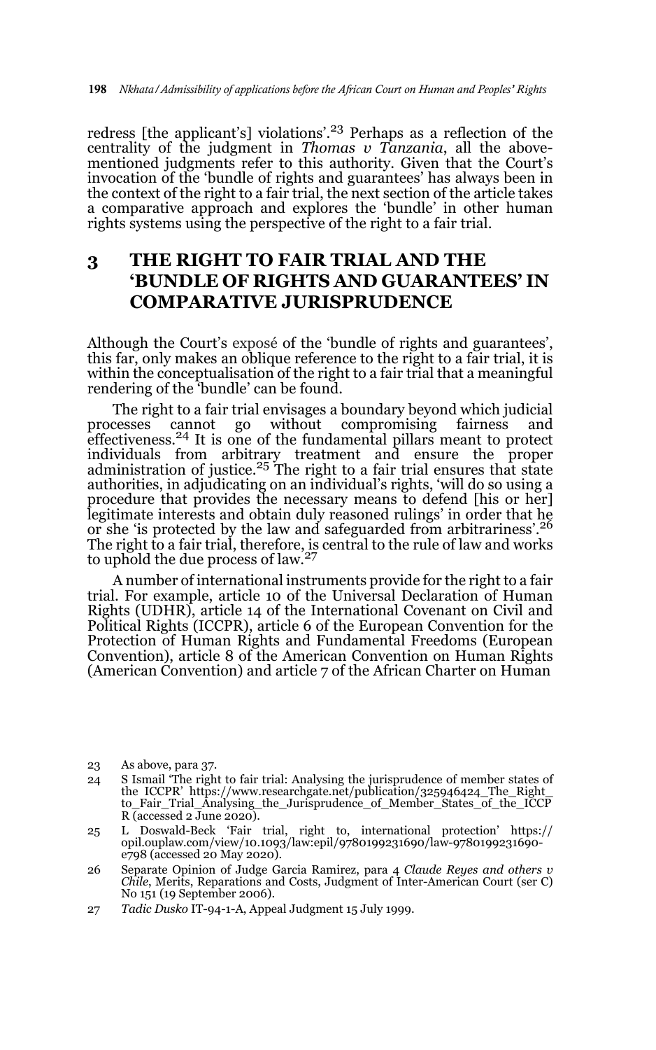redress [the applicant's] violations'.[23] Perhaps as a reflection of the centrality of the judgment in *Thomas v Tanzania*, all the above-mentioned judgments refer to this authority. Given that the Court's invocation of the 'bundle of rights and guarantees' has always been in the context of the right to a fair trial, the next section of the article takes a comparative approach and explores the 'bundle' in other human rights systems using the perspective of the right to a fair trial.

## 3 THE RIGHT TO FAIR TRIAL AND THE 'BUNDLE OF RIGHTS AND GUARANTEES' IN COMPARATIVE JURISPRUDENCE

Although the Court's exposé of the 'bundle of rights and guarantees', this far, only makes an oblique reference to the right to a fair trial, it is within the conceptualisation of the right to a fair trial that a meaningful rendering of the 'bundle' can be found.

The right to a fair trial envisages a boundary beyond which judicial processes cannot go without compromising fairness and effectiveness.[24] It is one of the fundamental pillars meant to protect individuals from arbitrary treatment and ensure the proper administration of justice.[25] The right to a fair trial ensures that state authorities, in adjudicating on an individual's rights, 'will do so using a procedure that provides the necessary means to defend [his or her] legitimate interests and obtain duly reasoned rulings' in order that he or she 'is protected by the law and safeguarded from arbitrariness'.[26] The right to a fair trial, therefore, is central to the rule of law and works to uphold the due process of law.[27]

A number of international instruments provide for the right to a fair trial. For example, article 10 of the Universal Declaration of Human Rights (UDHR), article 14 of the International Covenant on Civil and Political Rights (ICCPR), article 6 of the European Convention for the Protection of Human Rights and Fundamental Freedoms (European Convention), article 8 of the American Convention on Human Rights (American Convention) and article 7 of the African Charter on Human

---

23 As above, para 37.

24 S Ismail 'The right to fair trial: Analysing the jurisprudence of member states of the ICCPR' https://www.researchgate.net/publication/325946424_The_Right_to_Fair_Trial_Analysing_the_Jurisprudence_of_Member_States_of_the_ICCPR (accessed 2 June 2020).

25 L Doswald-Beck 'Fair trial, right to, international protection' https://opil.ouplaw.com/view/10.1093/law:epil/9780199231690/law-9780199231690-e798 (accessed 20 May 2020).

26 Separate Opinion of Judge Garcia Ramirez, para 4 *Claude Reyes and others v Chile*, Merits, Reparations and Costs, Judgment of Inter-American Court (ser C) No 151 (19 September 2006).

27 *Tadic Dusko* IT-94-1-A, Appeal Judgment 15 July 1999.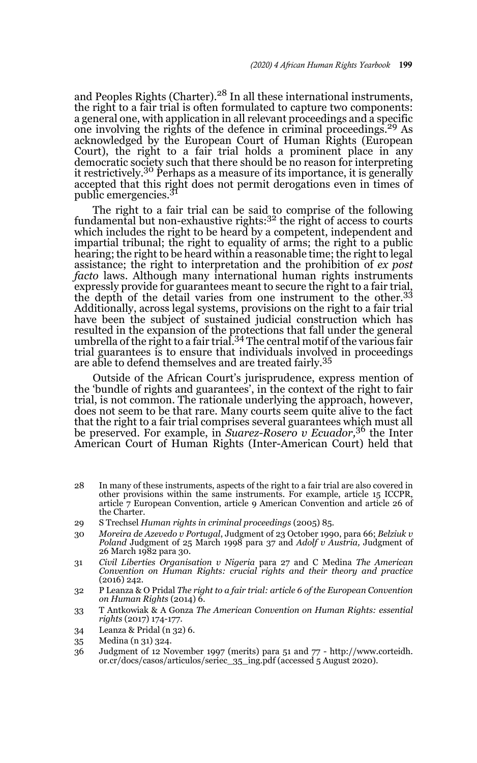and Peoples Rights (Charter).[28] In all these international instruments, the right to a fair trial is often formulated to capture two components: a general one, with application in all relevant proceedings and a specific one involving the rights of the defence in criminal proceedings.[29] As acknowledged by the European Court of Human Rights (European Court), the right to a fair trial holds a prominent place in any democratic society such that there should be no reason for interpreting it restrictively.[30] Perhaps as a measure of its importance, it is generally accepted that this right does not permit derogations even in times of public emergencies.[31]

The right to a fair trial can be said to comprise of the following fundamental but non-exhaustive rights:[32] the right of access to courts which includes the right to be heard by a competent, independent and impartial tribunal; the right to equality of arms; the right to a public hearing; the right to be heard within a reasonable time; the right to legal assistance; the right to interpretation and the prohibition of *ex post facto* laws. Although many international human rights instruments expressly provide for guarantees meant to secure the right to a fair trial, the depth of the detail varies from one instrument to the other.[33] Additionally, across legal systems, provisions on the right to a fair trial have been the subject of sustained judicial construction which has resulted in the expansion of the protections that fall under the general umbrella of the right to a fair trial.[34] The central motif of the various fair trial guarantees is to ensure that individuals involved in proceedings are able to defend themselves and are treated fairly.[35]

Outside of the African Court's jurisprudence, express mention of the 'bundle of rights and guarantees', in the context of the right to fair trial, is not common. The rationale underlying the approach, however, does not seem to be that rare. Many courts seem quite alive to the fact that the right to a fair trial comprises several guarantees which must all be preserved. For example, in *Suarez-Rosero v Ecuador,*[36] the Inter American Court of Human Rights (Inter-American Court) held that

28 In many of these instruments, aspects of the right to a fair trial are also covered in other provisions within the same instruments. For example, article 15 ICCPR, article 7 European Convention, article 9 American Convention and article 26 of the Charter.

29 S Trechsel *Human rights in criminal proceedings* (2005) 85.

30 *Moreira de Azevedo v Portugal*, Judgment of 23 October 1990, para 66; *Belziuk v Poland* Judgment of 25 March 1998 para 37 and *Adolf v Austria,* Judgment of 26 March 1982 para 30.

31 *Civil Liberties Organisation v Nigeria* para 27 and C Medina *The American Convention on Human Rights: crucial rights and their theory and practice* (2016) 242.

32 P Leanza & O Pridal *The right to a fair trial: article 6 of the European Convention on Human Rights* (2014) 6.

33 T Antkowiak & A Gonza *The American Convention on Human Rights: essential rights* (2017) 174-177.

34 Leanza & Pridal (n 32) 6.

35 Medina (n 31) 324.

36 Judgment of 12 November 1997 (merits) para 51 and 77 - http://www.corteidh.or.cr/docs/casos/articulos/seriec_35_ing.pdf (accessed 5 August 2020).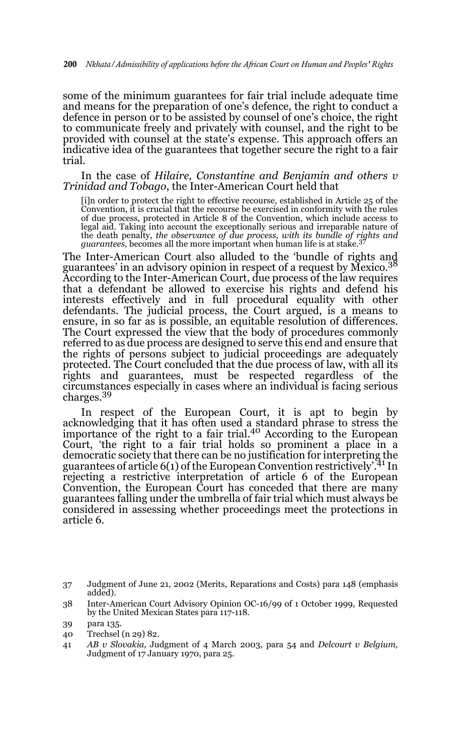some of the minimum guarantees for fair trial include adequate time and means for the preparation of one's defence, the right to conduct a defence in person or to be assisted by counsel of one's choice, the right to communicate freely and privately with counsel, and the right to be provided with counsel at the state's expense. This approach offers an indicative idea of the guarantees that together secure the right to a fair trial.

In the case of *Hilaire, Constantine and Benjamin and others v Trinidad and Tobago*, the Inter-American Court held that

> [i]n order to protect the right to effective recourse, established in Article 25 of the Convention, it is crucial that the recourse be exercised in conformity with the rules of due process, protected in Article 8 of the Convention, which include access to legal aid. Taking into account the exceptionally serious and irreparable nature of the death penalty, *the observance of due process, with its bundle of rights and guarantees*, becomes all the more important when human life is at stake.[37]

The Inter-American Court also alluded to the 'bundle of rights and guarantees' in an advisory opinion in respect of a request by Mexico.[38] According to the Inter-American Court, due process of the law requires that a defendant be allowed to exercise his rights and defend his interests effectively and in full procedural equality with other defendants. The judicial process, the Court argued, is a means to ensure, in so far as is possible, an equitable resolution of differences. The Court expressed the view that the body of procedures commonly referred to as due process are designed to serve this end and ensure that the rights of persons subject to judicial proceedings are adequately protected. The Court concluded that the due process of law, with all its rights and guarantees, must be respected regardless of the circumstances especially in cases where an individual is facing serious charges.[39]

In respect of the European Court, it is apt to begin by acknowledging that it has often used a standard phrase to stress the importance of the right to a fair trial.[40] According to the European Court, 'the right to a fair trial holds so prominent a place in a democratic society that there can be no justification for interpreting the guarantees of article 6(1) of the European Convention restrictively'.[41] In rejecting a restrictive interpretation of article 6 of the European Convention, the European Court has conceded that there are many guarantees falling under the umbrella of fair trial which must always be considered in assessing whether proceedings meet the protections in article 6.

---

37 Judgment of June 21, 2002 (Merits, Reparations and Costs) para 148 (emphasis added).

38 Inter-American Court Advisory Opinion OC-16/99 of 1 October 1999, Requested by the United Mexican States para 117-118.

39 para 135.

40 Trechsel (n 29) 82.

41 *AB v Slovakia,* Judgment of 4 March 2003, para 54 and *Delcourt v Belgium,* Judgment of 17 January 1970, para 25.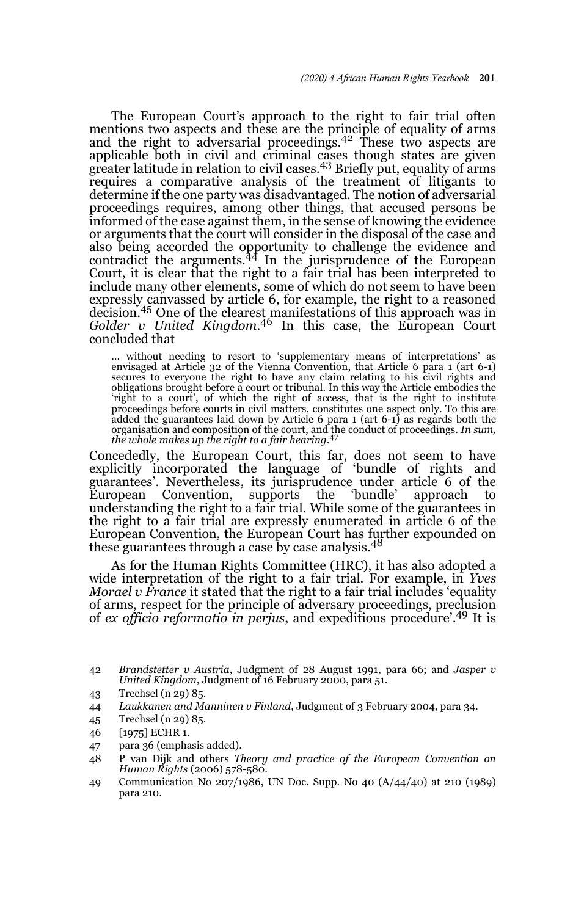The European Court's approach to the right to fair trial often mentions two aspects and these are the principle of equality of arms and the right to adversarial proceedings.[42] These two aspects are applicable both in civil and criminal cases though states are given greater latitude in relation to civil cases.[43] Briefly put, equality of arms requires a comparative analysis of the treatment of litigants to determine if the one party was disadvantaged. The notion of adversarial proceedings requires, among other things, that accused persons be informed of the case against them, in the sense of knowing the evidence or arguments that the court will consider in the disposal of the case and also being accorded the opportunity to challenge the evidence and contradict the arguments.[44] In the jurisprudence of the European Court, it is clear that the right to a fair trial has been interpreted to include many other elements, some of which do not seem to have been expressly canvassed by article 6, for example, the right to a reasoned decision.[45] One of the clearest manifestations of this approach was in *Golder v United Kingdom*.[46] In this case, the European Court concluded that

> ... without needing to resort to 'supplementary means of interpretations' as envisaged at Article 32 of the Vienna Convention, that Article 6 para 1 (art 6-1) secures to everyone the right to have any claim relating to his civil rights and obligations brought before a court or tribunal. In this way the Article embodies the 'right to a court', of which the right of access, that is the right to institute proceedings before courts in civil matters, constitutes one aspect only. To this are added the guarantees laid down by Article 6 para 1 (art 6-1) as regards both the organisation and composition of the court, and the conduct of proceedings. *In sum, the whole makes up the right to a fair hearing*.[47]

Concededly, the European Court, this far, does not seem to have explicitly incorporated the language of 'bundle of rights and guarantees'. Nevertheless, its jurisprudence under article 6 of the European Convention, supports the 'bundle' approach to understanding the right to a fair trial. While some of the guarantees in the right to a fair trial are expressly enumerated in article 6 of the European Convention, the European Court has further expounded on these guarantees through a case by case analysis.[48]

As for the Human Rights Committee (HRC), it has also adopted a wide interpretation of the right to a fair trial. For example, in *Yves Morael v France* it stated that the right to a fair trial includes 'equality of arms, respect for the principle of adversary proceedings, preclusion of *ex officio reformatio in perjus*, and expeditious procedure'.[49] It is

---

42 *Brandstetter v Austria*, Judgment of 28 August 1991, para 66; and *Jasper v United Kingdom,* Judgment of 16 February 2000, para 51.

43 Trechsel (n 29) 85.

44 *Laukkanen and Manninen v Finland*, Judgment of 3 February 2004, para 34.

45 Trechsel (n 29) 85.

46 [1975] ECHR 1.

47 para 36 (emphasis added).

48 P van Dijk and others *Theory and practice of the European Convention on Human Rights* (2006) 578-580.

49 Communication No 207/1986, UN Doc. Supp. No 40 (A/44/40) at 210 (1989) para 210.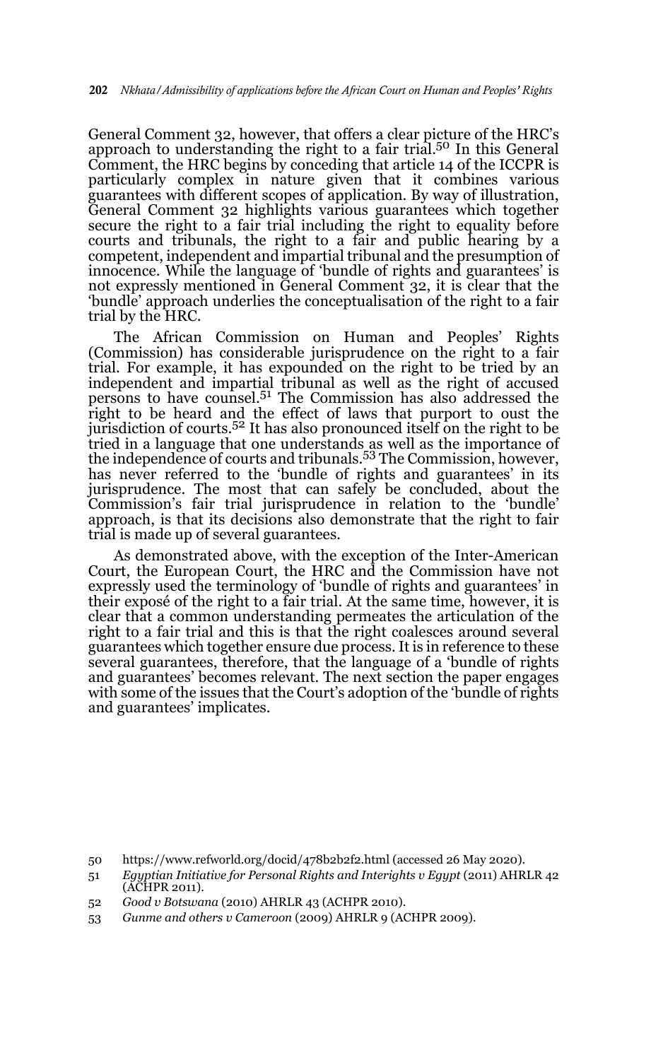General Comment 32, however, that offers a clear picture of the HRC's approach to understanding the right to a fair trial.[50] In this General Comment, the HRC begins by conceding that article 14 of the ICCPR is particularly complex in nature given that it combines various guarantees with different scopes of application. By way of illustration, General Comment 32 highlights various guarantees which together secure the right to a fair trial including the right to equality before courts and tribunals, the right to a fair and public hearing by a competent, independent and impartial tribunal and the presumption of innocence. While the language of 'bundle of rights and guarantees' is not expressly mentioned in General Comment 32, it is clear that the 'bundle' approach underlies the conceptualisation of the right to a fair trial by the HRC.

The African Commission on Human and Peoples' Rights (Commission) has considerable jurisprudence on the right to a fair trial. For example, it has expounded on the right to be tried by an independent and impartial tribunal as well as the right of accused persons to have counsel.[51] The Commission has also addressed the right to be heard and the effect of laws that purport to oust the jurisdiction of courts.[52] It has also pronounced itself on the right to be tried in a language that one understands as well as the importance of the independence of courts and tribunals.[53] The Commission, however, has never referred to the 'bundle of rights and guarantees' in its jurisprudence. The most that can safely be concluded, about the Commission's fair trial jurisprudence in relation to the 'bundle' approach, is that its decisions also demonstrate that the right to fair trial is made up of several guarantees.

As demonstrated above, with the exception of the Inter-American Court, the European Court, the HRC and the Commission have not expressly used the terminology of 'bundle of rights and guarantees' in their exposé of the right to a fair trial. At the same time, however, it is clear that a common understanding permeates the articulation of the right to a fair trial and this is that the right coalesces around several guarantees which together ensure due process. It is in reference to these several guarantees, therefore, that the language of a 'bundle of rights and guarantees' becomes relevant. The next section the paper engages with some of the issues that the Court's adoption of the 'bundle of rights and guarantees' implicates.

---

50 https://www.refworld.org/docid/478b2b2f2.html (accessed 26 May 2020).

51 *Egyptian Initiative for Personal Rights and Interights v Egypt* (2011) AHRLR 42 (ACHPR 2011).

52 *Good v Botswana* (2010) AHRLR 43 (ACHPR 2010).

53 *Gunme and others v Cameroon* (2009) AHRLR 9 (ACHPR 2009).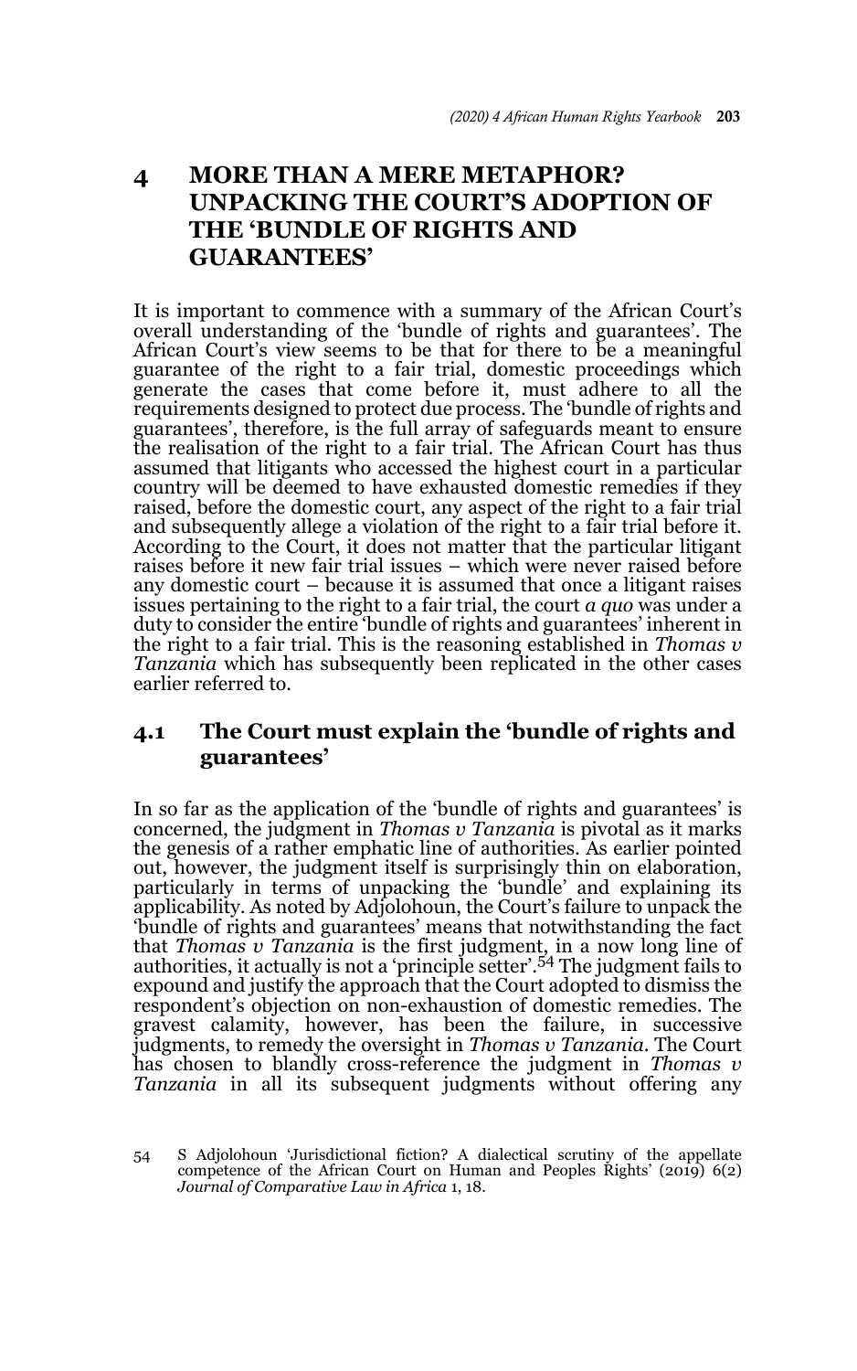## 4 MORE THAN A MERE METAPHOR? UNPACKING THE COURT'S ADOPTION OF THE 'BUNDLE OF RIGHTS AND GUARANTEES'

It is important to commence with a summary of the African Court's overall understanding of the 'bundle of rights and guarantees'. The African Court's view seems to be that for there to be a meaningful guarantee of the right to a fair trial, domestic proceedings which generate the cases that come before it, must adhere to all the requirements designed to protect due process. The 'bundle of rights and guarantees', therefore, is the full array of safeguards meant to ensure the realisation of the right to a fair trial. The African Court has thus assumed that litigants who accessed the highest court in a particular country will be deemed to have exhausted domestic remedies if they raised, before the domestic court, any aspect of the right to a fair trial and subsequently allege a violation of the right to a fair trial before it. According to the Court, it does not matter that the particular litigant raises before it new fair trial issues – which were never raised before any domestic court – because it is assumed that once a litigant raises issues pertaining to the right to a fair trial, the court *a quo* was under a duty to consider the entire 'bundle of rights and guarantees' inherent in the right to a fair trial. This is the reasoning established in *Thomas v Tanzania* which has subsequently been replicated in the other cases earlier referred to.

### 4.1 The Court must explain the 'bundle of rights and guarantees'

In so far as the application of the 'bundle of rights and guarantees' is concerned, the judgment in *Thomas v Tanzania* is pivotal as it marks the genesis of a rather emphatic line of authorities. As earlier pointed out, however, the judgment itself is surprisingly thin on elaboration, particularly in terms of unpacking the 'bundle' and explaining its applicability. As noted by Adjolohoun, the Court's failure to unpack the 'bundle of rights and guarantees' means that notwithstanding the fact that *Thomas v Tanzania* is the first judgment, in a now long line of authorities, it actually is not a 'principle setter'.[54] The judgment fails to expound and justify the approach that the Court adopted to dismiss the respondent's objection on non-exhaustion of domestic remedies. The gravest calamity, however, has been the failure, in successive judgments, to remedy the oversight in *Thomas v Tanzania*. The Court has chosen to blandly cross-reference the judgment in *Thomas v Tanzania* in all its subsequent judgments without offering any

54 S Adjolohoun 'Jurisdictional fiction? A dialectical scrutiny of the appellate competence of the African Court on Human and Peoples Rights' (2019) 6(2) *Journal of Comparative Law in Africa* 1, 18.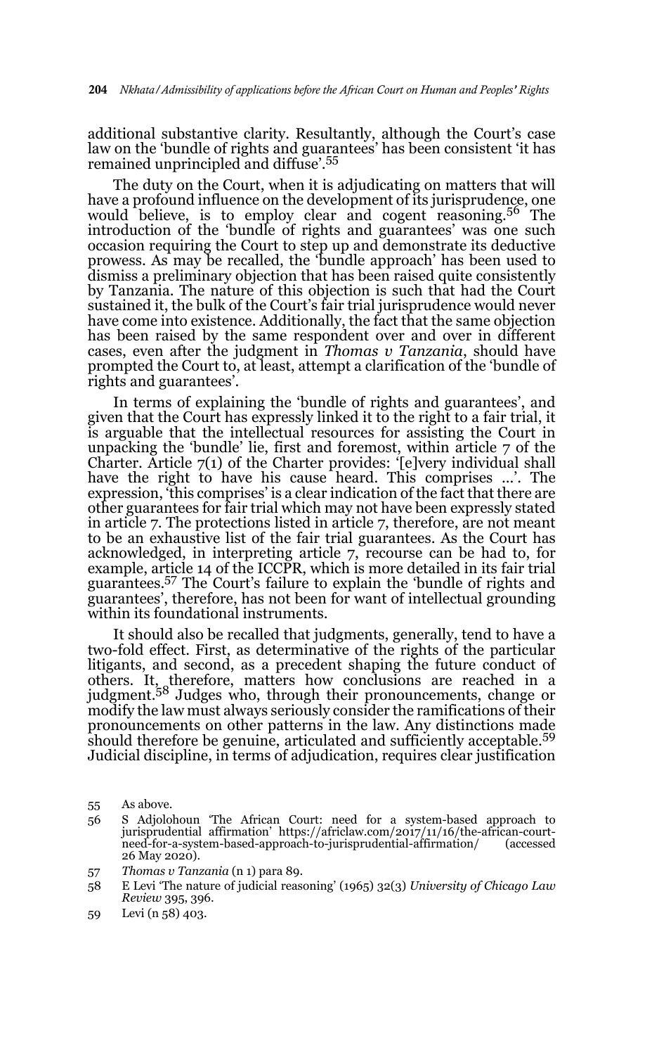additional substantive clarity. Resultantly, although the Court's case law on the 'bundle of rights and guarantees' has been consistent 'it has remained unprincipled and diffuse'.[55]

The duty on the Court, when it is adjudicating on matters that will have a profound influence on the development of its jurisprudence, one would believe, is to employ clear and cogent reasoning.[56] The introduction of the 'bundle of rights and guarantees' was one such occasion requiring the Court to step up and demonstrate its deductive prowess. As may be recalled, the 'bundle approach' has been used to dismiss a preliminary objection that has been raised quite consistently by Tanzania. The nature of this objection is such that had the Court sustained it, the bulk of the Court's fair trial jurisprudence would never have come into existence. Additionally, the fact that the same objection has been raised by the same respondent over and over in different cases, even after the judgment in *Thomas v Tanzania*, should have prompted the Court to, at least, attempt a clarification of the 'bundle of rights and guarantees'.

In terms of explaining the 'bundle of rights and guarantees', and given that the Court has expressly linked it to the right to a fair trial, it is arguable that the intellectual resources for assisting the Court in unpacking the 'bundle' lie, first and foremost, within article 7 of the Charter. Article 7(1) of the Charter provides: '[e]very individual shall have the right to have his cause heard. This comprises …'. The expression, 'this comprises' is a clear indication of the fact that there are other guarantees for fair trial which may not have been expressly stated in article 7. The protections listed in article 7, therefore, are not meant to be an exhaustive list of the fair trial guarantees. As the Court has acknowledged, in interpreting article 7, recourse can be had to, for example, article 14 of the ICCPR, which is more detailed in its fair trial guarantees.[57] The Court's failure to explain the 'bundle of rights and guarantees', therefore, has not been for want of intellectual grounding within its foundational instruments.

It should also be recalled that judgments, generally, tend to have a two-fold effect. First, as determinative of the rights of the particular litigants, and second, as a precedent shaping the future conduct of others. It, therefore, matters how conclusions are reached in a judgment.[58] Judges who, through their pronouncements, change or modify the law must always seriously consider the ramifications of their pronouncements on other patterns in the law. Any distinctions made should therefore be genuine, articulated and sufficiently acceptable.[59] Judicial discipline, in terms of adjudication, requires clear justification

---

55 As above.

56 S Adjolohoun 'The African Court: need for a system-based approach to jurisprudential affirmation' https://africlaw.com/2017/11/16/the-african-court-need-for-a-system-based-approach-to-jurisprudential-affirmation/ (accessed 26 May 2020).

57 *Thomas v Tanzania* (n 1) para 89.

58 E Levi 'The nature of judicial reasoning' (1965) 32(3) *University of Chicago Law Review* 395, 396.

59 Levi (n 58) 403.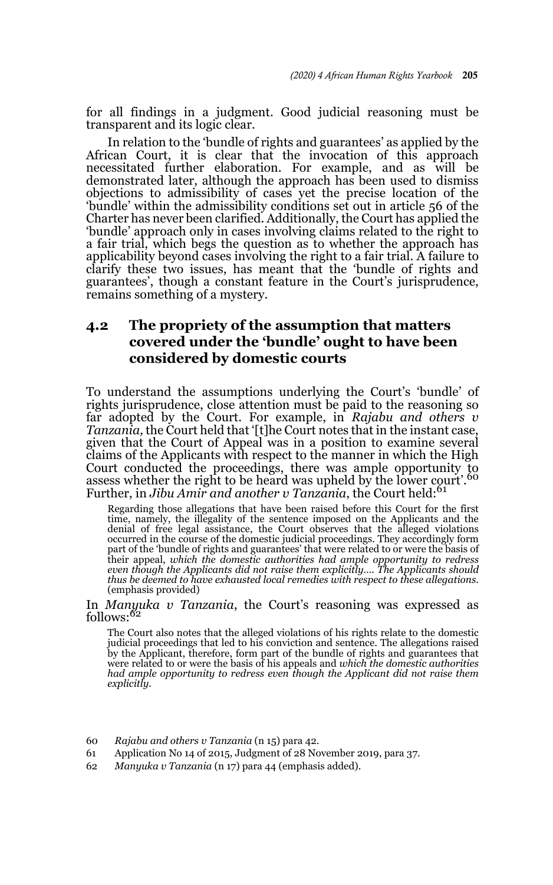for all findings in a judgment. Good judicial reasoning must be transparent and its logic clear.

In relation to the 'bundle of rights and guarantees' as applied by the African Court, it is clear that the invocation of this approach necessitated further elaboration. For example, and as will be demonstrated later, although the approach has been used to dismiss objections to admissibility of cases yet the precise location of the 'bundle' within the admissibility conditions set out in article 56 of the Charter has never been clarified. Additionally, the Court has applied the 'bundle' approach only in cases involving claims related to the right to a fair trial, which begs the question as to whether the approach has applicability beyond cases involving the right to a fair trial. A failure to clarify these two issues, has meant that the 'bundle of rights and guarantees', though a constant feature in the Court's jurisprudence, remains something of a mystery.

## 4.2 The propriety of the assumption that matters covered under the 'bundle' ought to have been considered by domestic courts

To understand the assumptions underlying the Court's 'bundle' of rights jurisprudence, close attention must be paid to the reasoning so far adopted by the Court. For example, in *Rajabu and others v Tanzania,* the Court held that '[t]he Court notes that in the instant case, given that the Court of Appeal was in a position to examine several claims of the Applicants with respect to the manner in which the High Court conducted the proceedings, there was ample opportunity to assess whether the right to be heard was upheld by the lower court'.[60] Further, in *Jibu Amir and another v Tanzania*, the Court held:[61]

> Regarding those allegations that have been raised before this Court for the first time, namely, the illegality of the sentence imposed on the Applicants and the denial of free legal assistance, the Court observes that the alleged violations occurred in the course of the domestic judicial proceedings. They accordingly form part of the 'bundle of rights and guarantees' that were related to or were the basis of their appeal, *which the domestic authorities had ample opportunity to redress even though the Applicants did not raise them explicitly…. The Applicants should thus be deemed to have exhausted local remedies with respect to these allegations*. (emphasis provided)

In *Manyuka v Tanzania*, the Court's reasoning was expressed as follows:[62]

> The Court also notes that the alleged violations of his rights relate to the domestic judicial proceedings that led to his conviction and sentence. The allegations raised by the Applicant, therefore, form part of the bundle of rights and guarantees that were related to or were the basis of his appeals and *which the domestic authorities had ample opportunity to redress even though the Applicant did not raise them explicitly*.

60 *Rajabu and others v Tanzania* (n 15) para 42.

61 Application No 14 of 2015, Judgment of 28 November 2019, para 37.

62 *Manyuka v Tanzania* (n 17) para 44 (emphasis added).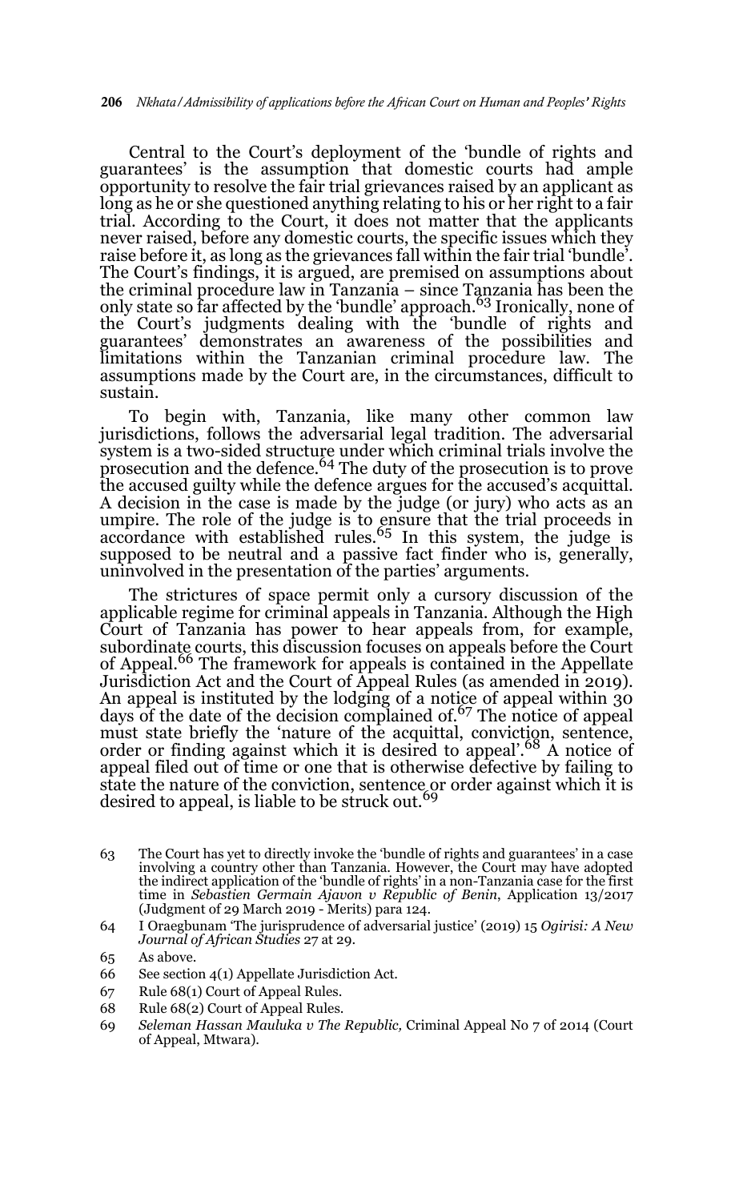Central to the Court's deployment of the 'bundle of rights and guarantees' is the assumption that domestic courts had ample opportunity to resolve the fair trial grievances raised by an applicant as long as he or she questioned anything relating to his or her right to a fair trial. According to the Court, it does not matter that the applicants never raised, before any domestic courts, the specific issues which they raise before it, as long as the grievances fall within the fair trial 'bundle'. The Court's findings, it is argued, are premised on assumptions about the criminal procedure law in Tanzania – since Tanzania has been the only state so far affected by the 'bundle' approach.[63] Ironically, none of the Court's judgments dealing with the 'bundle of rights and guarantees' demonstrates an awareness of the possibilities and limitations within the Tanzanian criminal procedure law. The assumptions made by the Court are, in the circumstances, difficult to sustain.

To begin with, Tanzania, like many other common law jurisdictions, follows the adversarial legal tradition. The adversarial system is a two-sided structure under which criminal trials involve the prosecution and the defence.[64] The duty of the prosecution is to prove the accused guilty while the defence argues for the accused's acquittal. A decision in the case is made by the judge (or jury) who acts as an umpire. The role of the judge is to ensure that the trial proceeds in accordance with established rules.[65] In this system, the judge is supposed to be neutral and a passive fact finder who is, generally, uninvolved in the presentation of the parties' arguments.

The strictures of space permit only a cursory discussion of the applicable regime for criminal appeals in Tanzania. Although the High Court of Tanzania has power to hear appeals from, for example, subordinate courts, this discussion focuses on appeals before the Court of Appeal.[66] The framework for appeals is contained in the Appellate Jurisdiction Act and the Court of Appeal Rules (as amended in 2019). An appeal is instituted by the lodging of a notice of appeal within 30 days of the date of the decision complained of.[67] The notice of appeal must state briefly the 'nature of the acquittal, conviction, sentence, order or finding against which it is desired to appeal'.[68] A notice of appeal filed out of time or one that is otherwise defective by failing to state the nature of the conviction, sentence or order against which it is desired to appeal, is liable to be struck out.[69]

63 The Court has yet to directly invoke the 'bundle of rights and guarantees' in a case involving a country other than Tanzania. However, the Court may have adopted the indirect application of the 'bundle of rights' in a non-Tanzania case for the first time in *Sebastien Germain Ajavon v Republic of Benin*, Application 13/2017 (Judgment of 29 March 2019 - Merits) para 124.

64 I Oraegbunam 'The jurisprudence of adversarial justice' (2019) 15 *Ogirisi: A New Journal of African Studies* 27 at 29.

65 As above.

66 See section 4(1) Appellate Jurisdiction Act.

67 Rule 68(1) Court of Appeal Rules.

68 Rule 68(2) Court of Appeal Rules.

69 *Seleman Hassan Mauluka v The Republic,* Criminal Appeal No 7 of 2014 (Court of Appeal, Mtwara).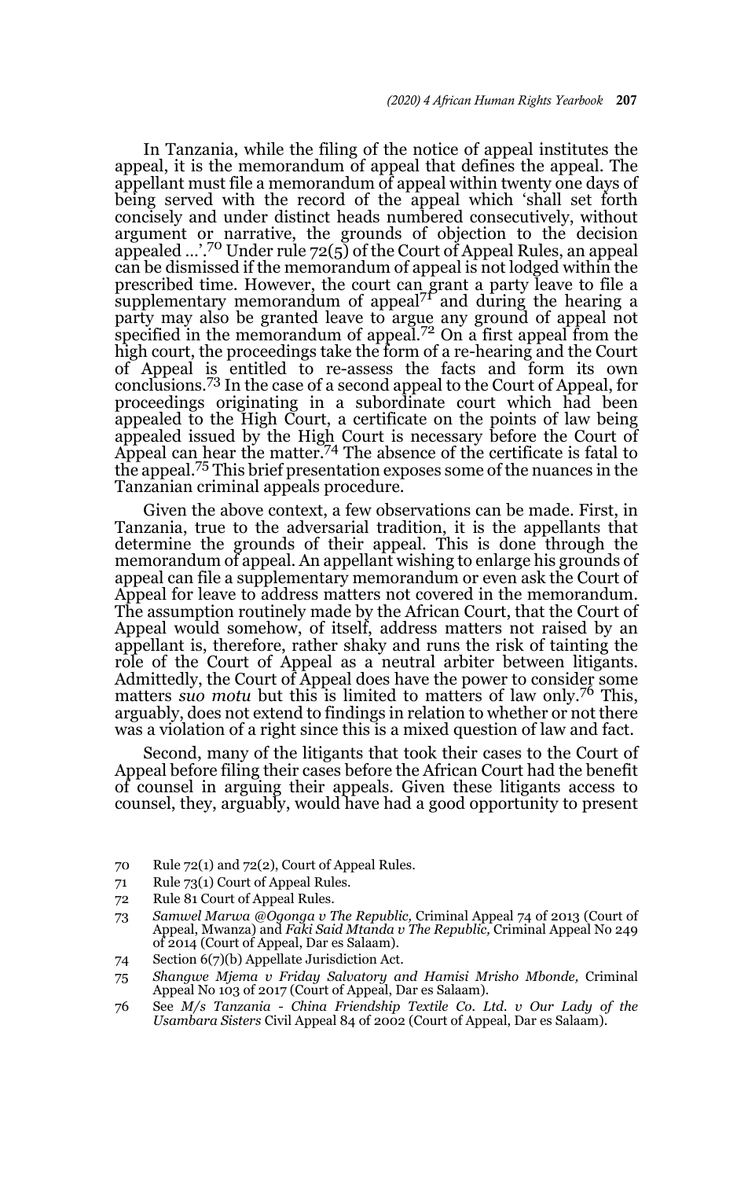In Tanzania, while the filing of the notice of appeal institutes the appeal, it is the memorandum of appeal that defines the appeal. The appellant must file a memorandum of appeal within twenty one days of being served with the record of the appeal which 'shall set forth concisely and under distinct heads numbered consecutively, without argument or narrative, the grounds of objection to the decision appealed ...'.[70] Under rule 72(5) of the Court of Appeal Rules, an appeal can be dismissed if the memorandum of appeal is not lodged within the prescribed time. However, the court can grant a party leave to file a supplementary memorandum of appeal[71] and during the hearing a party may also be granted leave to argue any ground of appeal not specified in the memorandum of appeal.[72] On a first appeal from the high court, the proceedings take the form of a re-hearing and the Court of Appeal is entitled to re-assess the facts and form its own conclusions.[73] In the case of a second appeal to the Court of Appeal, for proceedings originating in a subordinate court which had been appealed to the High Court, a certificate on the points of law being appealed issued by the High Court is necessary before the Court of Appeal can hear the matter.[74] The absence of the certificate is fatal to the appeal.[75] This brief presentation exposes some of the nuances in the Tanzanian criminal appeals procedure.

Given the above context, a few observations can be made. First, in Tanzania, true to the adversarial tradition, it is the appellants that determine the grounds of their appeal. This is done through the memorandum of appeal. An appellant wishing to enlarge his grounds of appeal can file a supplementary memorandum or even ask the Court of Appeal for leave to address matters not covered in the memorandum. The assumption routinely made by the African Court, that the Court of Appeal would somehow, of itself, address matters not raised by an appellant is, therefore, rather shaky and runs the risk of tainting the role of the Court of Appeal as a neutral arbiter between litigants. Admittedly, the Court of Appeal does have the power to consider some matters *suo motu* but this is limited to matters of law only.[76] This, arguably, does not extend to findings in relation to whether or not there was a violation of a right since this is a mixed question of law and fact.

Second, many of the litigants that took their cases to the Court of Appeal before filing their cases before the African Court had the benefit of counsel in arguing their appeals. Given these litigants access to counsel, they, arguably, would have had a good opportunity to present

---

70 Rule 72(1) and 72(2), Court of Appeal Rules.

71 Rule 73(1) Court of Appeal Rules.

72 Rule 81 Court of Appeal Rules.

73 *Samwel Marwa @Ogonga v The Republic,* Criminal Appeal 74 of 2013 (Court of Appeal, Mwanza) and *Faki Said Mtanda v The Republic,* Criminal Appeal No 249 of 2014 (Court of Appeal, Dar es Salaam).

74 Section 6(7)(b) Appellate Jurisdiction Act.

75 *Shangwe Mjema v Friday Salvatory and Hamisi Mrisho Mbonde,* Criminal Appeal No 103 of 2017 (Court of Appeal, Dar es Salaam).

76 See *M/s Tanzania - China Friendship Textile Co. Ltd. v Our Lady of the Usambara Sisters* Civil Appeal 84 of 2002 (Court of Appeal, Dar es Salaam).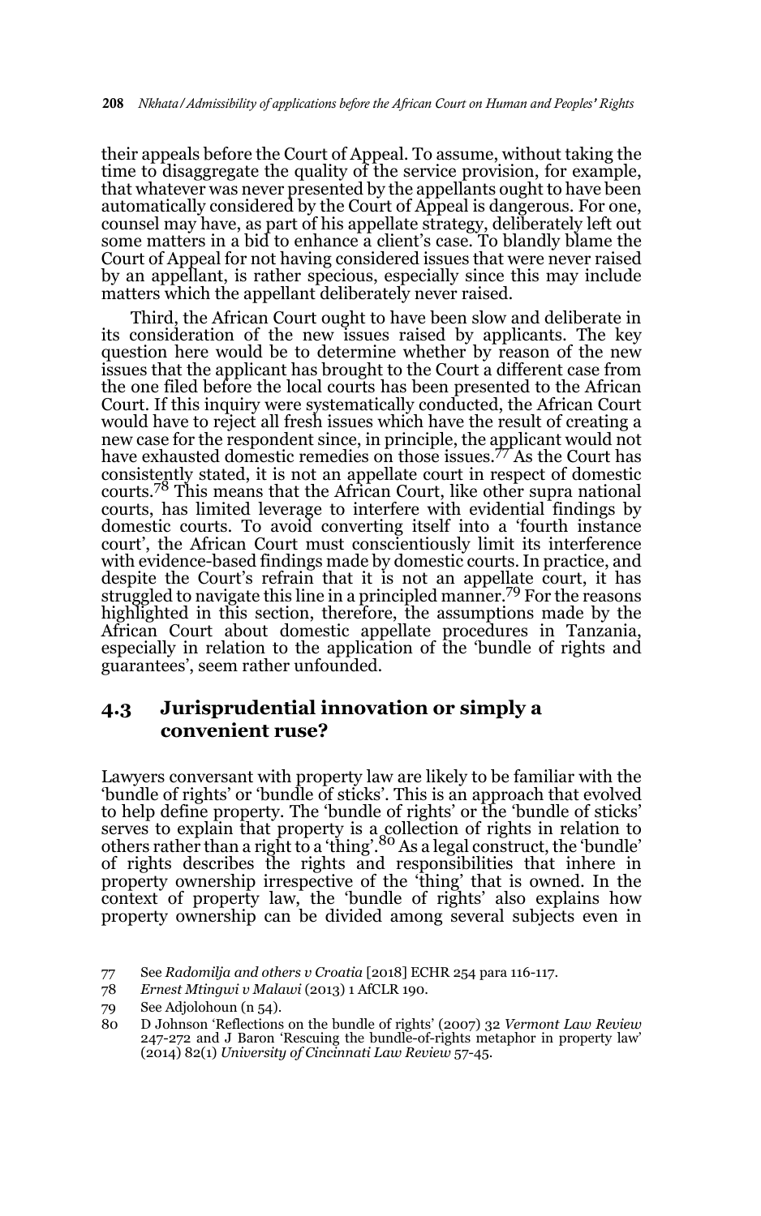their appeals before the Court of Appeal. To assume, without taking the time to disaggregate the quality of the service provision, for example, that whatever was never presented by the appellants ought to have been automatically considered by the Court of Appeal is dangerous. For one, counsel may have, as part of his appellate strategy, deliberately left out some matters in a bid to enhance a client's case. To blandly blame the Court of Appeal for not having considered issues that were never raised by an appellant, is rather specious, especially since this may include matters which the appellant deliberately never raised.

Third, the African Court ought to have been slow and deliberate in its consideration of the new issues raised by applicants. The key question here would be to determine whether by reason of the new issues that the applicant has brought to the Court a different case from the one filed before the local courts has been presented to the African Court. If this inquiry were systematically conducted, the African Court would have to reject all fresh issues which have the result of creating a new case for the respondent since, in principle, the applicant would not have exhausted domestic remedies on those issues.[77] As the Court has consistently stated, it is not an appellate court in respect of domestic courts.[78] This means that the African Court, like other supra national courts, has limited leverage to interfere with evidential findings by domestic courts. To avoid converting itself into a 'fourth instance court', the African Court must conscientiously limit its interference with evidence-based findings made by domestic courts. In practice, and despite the Court's refrain that it is not an appellate court, it has struggled to navigate this line in a principled manner.[79] For the reasons highlighted in this section, therefore, the assumptions made by the African Court about domestic appellate procedures in Tanzania, especially in relation to the application of the 'bundle of rights and guarantees', seem rather unfounded.

## 4.3 Jurisprudential innovation or simply a convenient ruse?

Lawyers conversant with property law are likely to be familiar with the 'bundle of rights' or 'bundle of sticks'. This is an approach that evolved to help define property. The 'bundle of rights' or the 'bundle of sticks' serves to explain that property is a collection of rights in relation to others rather than a right to a 'thing'.[80] As a legal construct, the 'bundle' of rights describes the rights and responsibilities that inhere in property ownership irrespective of the 'thing' that is owned. In the context of property law, the 'bundle of rights' also explains how property ownership can be divided among several subjects even in

---

77 See *Radomilja and others v Croatia* [2018] ECHR 254 para 116-117.

78 *Ernest Mtingwi v Malawi* (2013) 1 AfCLR 190.

79 See Adjolohoun (n 54).

80 D Johnson 'Reflections on the bundle of rights' (2007) 32 *Vermont Law Review* 247-272 and J Baron 'Rescuing the bundle-of-rights metaphor in property law' (2014) 82(1) *University of Cincinnati Law Review* 57-45.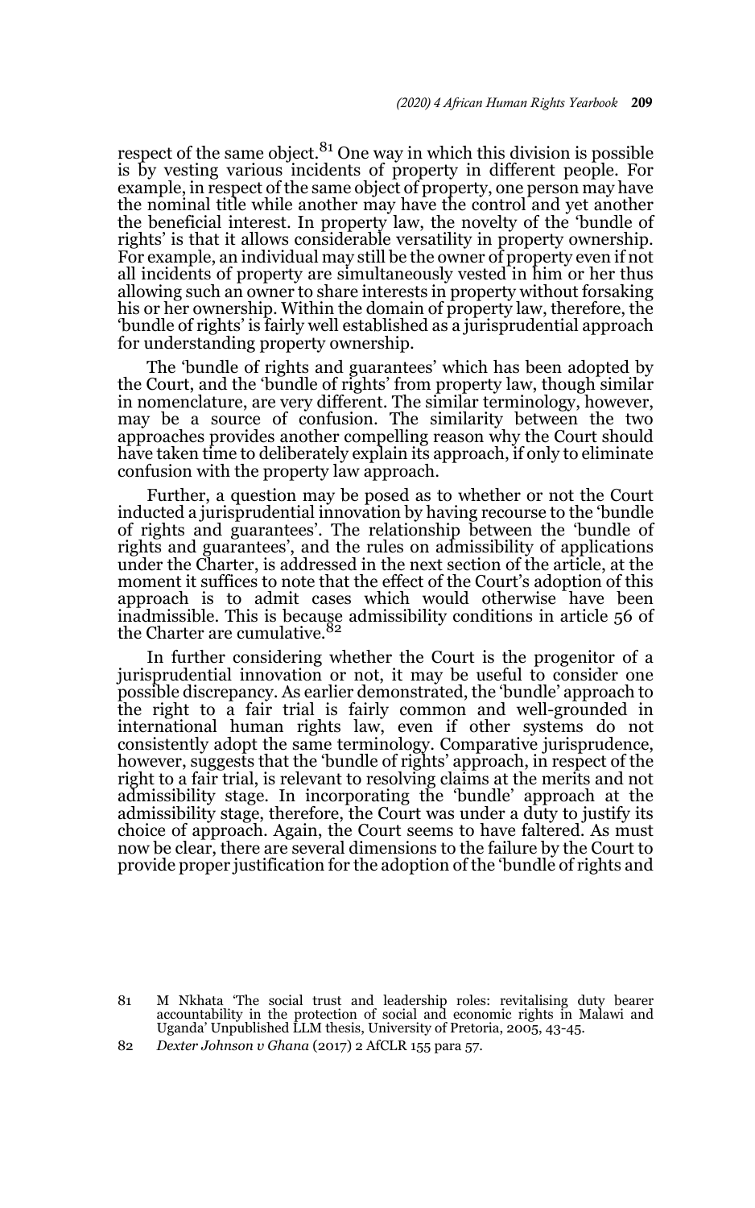respect of the same object.[81] One way in which this division is possible is by vesting various incidents of property in different people. For example, in respect of the same object of property, one person may have the nominal title while another may have the control and yet another the beneficial interest. In property law, the novelty of the 'bundle of rights' is that it allows considerable versatility in property ownership. For example, an individual may still be the owner of property even if not all incidents of property are simultaneously vested in him or her thus allowing such an owner to share interests in property without forsaking his or her ownership. Within the domain of property law, therefore, the 'bundle of rights' is fairly well established as a jurisprudential approach for understanding property ownership.

The 'bundle of rights and guarantees' which has been adopted by the Court, and the 'bundle of rights' from property law, though similar in nomenclature, are very different. The similar terminology, however, may be a source of confusion. The similarity between the two approaches provides another compelling reason why the Court should have taken time to deliberately explain its approach, if only to eliminate confusion with the property law approach.

Further, a question may be posed as to whether or not the Court inducted a jurisprudential innovation by having recourse to the 'bundle of rights and guarantees'. The relationship between the 'bundle of rights and guarantees', and the rules on admissibility of applications under the Charter, is addressed in the next section of the article, at the moment it suffices to note that the effect of the Court's adoption of this approach is to admit cases which would otherwise have been inadmissible. This is because admissibility conditions in article 56 of the Charter are cumulative.[82]

In further considering whether the Court is the progenitor of a jurisprudential innovation or not, it may be useful to consider one possible discrepancy. As earlier demonstrated, the 'bundle' approach to the right to a fair trial is fairly common and well-grounded in international human rights law, even if other systems do not consistently adopt the same terminology. Comparative jurisprudence, however, suggests that the 'bundle of rights' approach, in respect of the right to a fair trial, is relevant to resolving claims at the merits and not admissibility stage. In incorporating the 'bundle' approach at the admissibility stage, therefore, the Court was under a duty to justify its choice of approach. Again, the Court seems to have faltered. As must now be clear, there are several dimensions to the failure by the Court to provide proper justification for the adoption of the 'bundle of rights and

---

81 M Nkhata 'The social trust and leadership roles: revitalising duty bearer accountability in the protection of social and economic rights in Malawi and Uganda' Unpublished LLM thesis, University of Pretoria, 2005, 43-45.

82 *Dexter Johnson v Ghana* (2017) 2 AfCLR 155 para 57.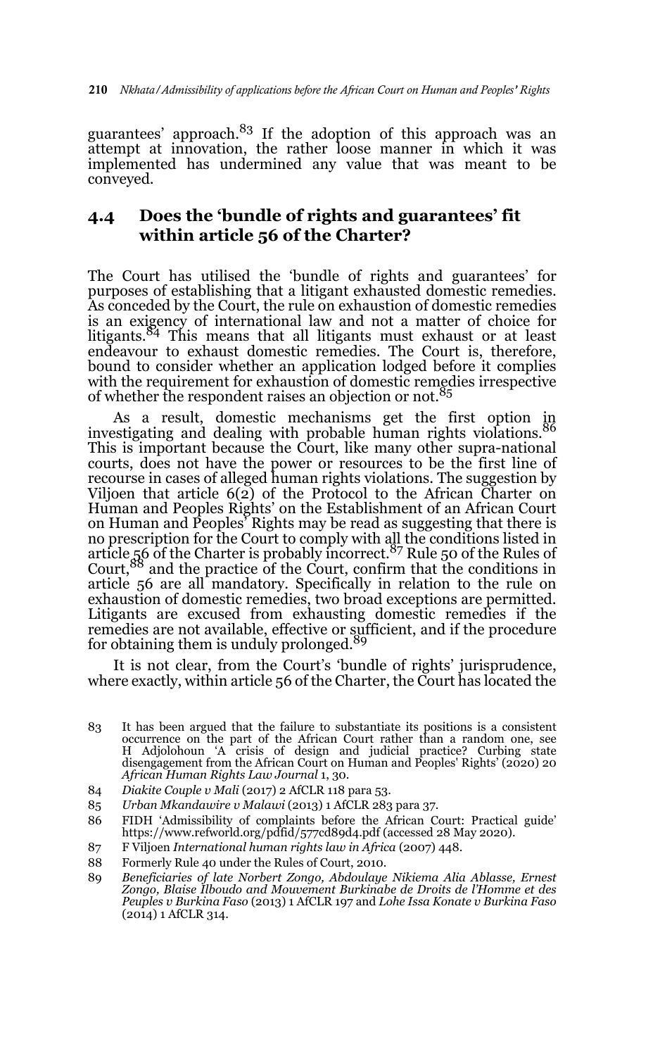guarantees' approach.[83] If the adoption of this approach was an attempt at innovation, the rather loose manner in which it was implemented has undermined any value that was meant to be conveyed.

## 4.4 Does the 'bundle of rights and guarantees' fit within article 56 of the Charter?

The Court has utilised the 'bundle of rights and guarantees' for purposes of establishing that a litigant exhausted domestic remedies. As conceded by the Court, the rule on exhaustion of domestic remedies is an exigency of international law and not a matter of choice for litigants.[84] This means that all litigants must exhaust or at least endeavour to exhaust domestic remedies. The Court is, therefore, bound to consider whether an application lodged before it complies with the requirement for exhaustion of domestic remedies irrespective of whether the respondent raises an objection or not.[85]

As a result, domestic mechanisms get the first option in investigating and dealing with probable human rights violations.[86] This is important because the Court, like many other supra-national courts, does not have the power or resources to be the first line of recourse in cases of alleged human rights violations. The suggestion by Viljoen that article 6(2) of the Protocol to the African Charter on Human and Peoples Rights' on the Establishment of an African Court on Human and Peoples' Rights may be read as suggesting that there is no prescription for the Court to comply with all the conditions listed in article 56 of the Charter is probably incorrect.[87] Rule 50 of the Rules of Court,[88] and the practice of the Court, confirm that the conditions in article 56 are all mandatory. Specifically in relation to the rule on exhaustion of domestic remedies, two broad exceptions are permitted. Litigants are excused from exhausting domestic remedies if the remedies are not available, effective or sufficient, and if the procedure for obtaining them is unduly prolonged.[89]

It is not clear, from the Court's 'bundle of rights' jurisprudence, where exactly, within article 56 of the Charter, the Court has located the

---

83 It has been argued that the failure to substantiate its positions is a consistent occurrence on the part of the African Court rather than a random one, see H Adjolohoun 'A crisis of design and judicial practice? Curbing state disengagement from the African Court on Human and Peoples' Rights' (2020) 20 *African Human Rights Law Journal* 1, 30.

84 *Diakite Couple v Mali* (2017) 2 AfCLR 118 para 53.

85 *Urban Mkandawire v Malawi* (2013) 1 AfCLR 283 para 37.

86 FIDH 'Admissibility of complaints before the African Court: Practical guide' https://www.refworld.org/pdfid/577cd89d4.pdf (accessed 28 May 2020).

87 F Viljoen *International human rights law in Africa* (2007) 448.

88 Formerly Rule 40 under the Rules of Court, 2010.

89 *Beneficiaries of late Norbert Zongo, Abdoulaye Nikiema Alia Ablasse, Ernest Zongo, Blaise Ilboudo and Mouvement Burkinabe de Droits de l'Homme et des Peuples v Burkina Faso* (2013) 1 AfCLR 197 and *Lohe Issa Konate v Burkina Faso* (2014) 1 AfCLR 314.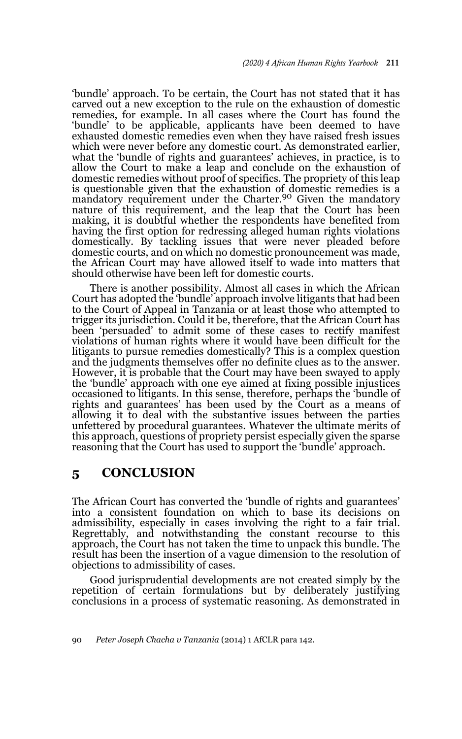'bundle' approach. To be certain, the Court has not stated that it has carved out a new exception to the rule on the exhaustion of domestic remedies, for example. In all cases where the Court has found the 'bundle' to be applicable, applicants have been deemed to have exhausted domestic remedies even when they have raised fresh issues which were never before any domestic court. As demonstrated earlier, what the 'bundle of rights and guarantees' achieves, in practice, is to allow the Court to make a leap and conclude on the exhaustion of domestic remedies without proof of specifics. The propriety of this leap is questionable given that the exhaustion of domestic remedies is a mandatory requirement under the Charter.[90] Given the mandatory nature of this requirement, and the leap that the Court has been making, it is doubtful whether the respondents have benefited from having the first option for redressing alleged human rights violations domestically. By tackling issues that were never pleaded before domestic courts, and on which no domestic pronouncement was made, the African Court may have allowed itself to wade into matters that should otherwise have been left for domestic courts.

There is another possibility. Almost all cases in which the African Court has adopted the 'bundle' approach involve litigants that had been to the Court of Appeal in Tanzania or at least those who attempted to trigger its jurisdiction. Could it be, therefore, that the African Court has been 'persuaded' to admit some of these cases to rectify manifest violations of human rights where it would have been difficult for the litigants to pursue remedies domestically? This is a complex question and the judgments themselves offer no definite clues as to the answer. However, it is probable that the Court may have been swayed to apply the 'bundle' approach with one eye aimed at fixing possible injustices occasioned to litigants. In this sense, therefore, perhaps the 'bundle of rights and guarantees' has been used by the Court as a means of allowing it to deal with the substantive issues between the parties unfettered by procedural guarantees. Whatever the ultimate merits of this approach, questions of propriety persist especially given the sparse reasoning that the Court has used to support the 'bundle' approach.

## 5 CONCLUSION

The African Court has converted the 'bundle of rights and guarantees' into a consistent foundation on which to base its decisions on admissibility, especially in cases involving the right to a fair trial. Regrettably, and notwithstanding the constant recourse to this approach, the Court has not taken the time to unpack this bundle. The result has been the insertion of a vague dimension to the resolution of objections to admissibility of cases.

Good jurisprudential developments are not created simply by the repetition of certain formulations but by deliberately justifying conclusions in a process of systematic reasoning. As demonstrated in

90 *Peter Joseph Chacha v Tanzania* (2014) 1 AfCLR para 142.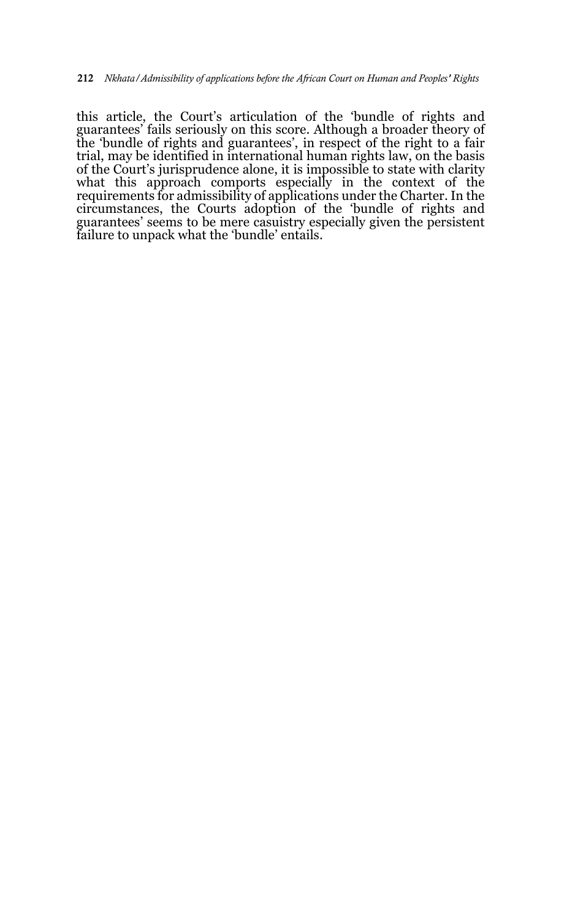this article, the Court's articulation of the 'bundle of rights and guarantees' fails seriously on this score. Although a broader theory of the 'bundle of rights and guarantees', in respect of the right to a fair trial, may be identified in international human rights law, on the basis of the Court's jurisprudence alone, it is impossible to state with clarity what this approach comports especially in the context of the requirements for admissibility of applications under the Charter. In the circumstances, the Courts adoption of the 'bundle of rights and guarantees' seems to be mere casuistry especially given the persistent failure to unpack what the 'bundle' entails.